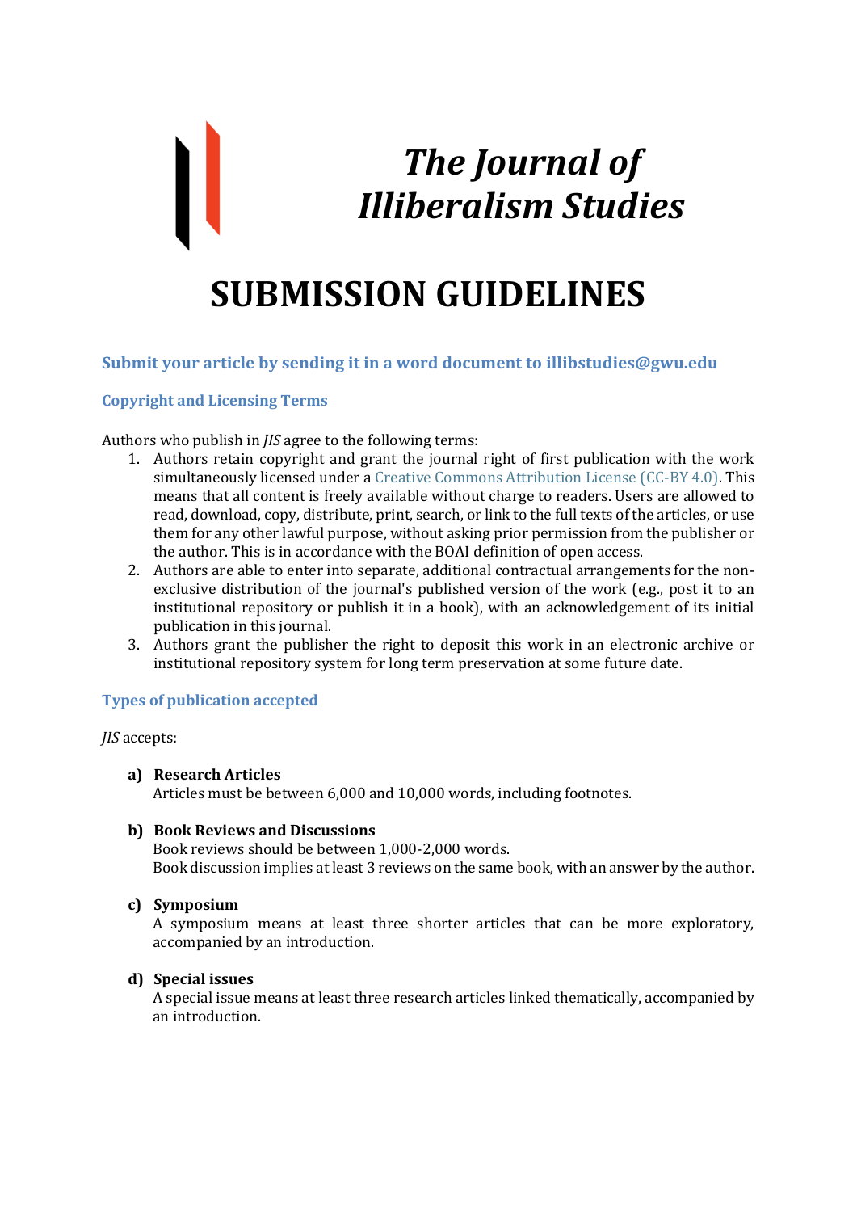# *The Journal of Illiberalism Studies*

# SUBMISSION GUIDELINES

### Submit your article by sending it in a word document to illibstudies@gwu.edu

### Copyright and Licensing Terms

Authors who publish in *JIS* agree to the following terms:

1. Authors retain copyright and grant the journal right of first publication with the work simultaneously licensed under a Creative Commons Attribution License (CC-BY 4.0). This means that all content is freely available without charge to readers. Users are allowed to read, download, copy, distribute, print, search, or link to the full texts of the articles, or use them for any other lawful purpose, without asking prior permission from the publisher or the author. This is in accordance with the BOAI definition of open access.
2. Authors are able to enter into separate, additional contractual arrangements for the non-exclusive distribution of the journal's published version of the work (e.g., post it to an institutional repository or publish it in a book), with an acknowledgement of its initial publication in this journal.
3. Authors grant the publisher the right to deposit this work in an electronic archive or institutional repository system for long term preservation at some future date.

### Types of publication accepted

*JIS* accepts:

**a) Research Articles**
Articles must be between 6,000 and 10,000 words, including footnotes.

**b) Book Reviews and Discussions**
Book reviews should be between 1,000-2,000 words.
Book discussion implies at least 3 reviews on the same book, with an answer by the author.

**c) Symposium**
A symposium means at least three shorter articles that can be more exploratory, accompanied by an introduction.

**d) Special issues**
A special issue means at least three research articles linked thematically, accompanied by an introduction.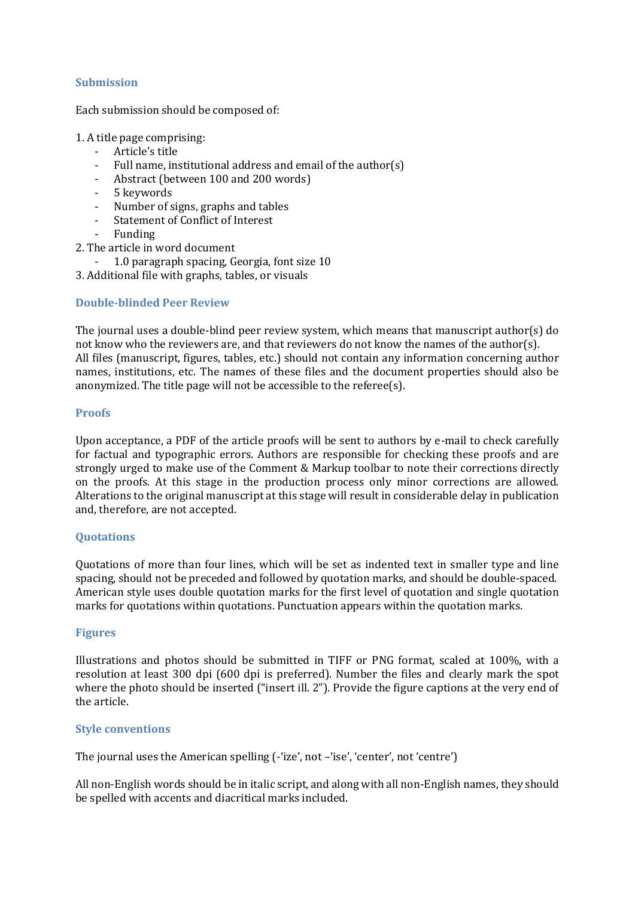## Submission

Each submission should be composed of:

1. A title page comprising:
   - Article's title
   - Full name, institutional address and email of the author(s)
   - Abstract (between 100 and 200 words)
   - 5 keywords
   - Number of signs, graphs and tables
   - Statement of Conflict of Interest
   - Funding
2. The article in word document
   - 1.0 paragraph spacing, Georgia, font size 10
3. Additional file with graphs, tables, or visuals

## Double-blinded Peer Review

The journal uses a double-blind peer review system, which means that manuscript author(s) do not know who the reviewers are, and that reviewers do not know the names of the author(s). All files (manuscript, figures, tables, etc.) should not contain any information concerning author names, institutions, etc. The names of these files and the document properties should also be anonymized. The title page will not be accessible to the referee(s).

## Proofs

Upon acceptance, a PDF of the article proofs will be sent to authors by e-mail to check carefully for factual and typographic errors. Authors are responsible for checking these proofs and are strongly urged to make use of the Comment & Markup toolbar to note their corrections directly on the proofs. At this stage in the production process only minor corrections are allowed. Alterations to the original manuscript at this stage will result in considerable delay in publication and, therefore, are not accepted.

## Quotations

Quotations of more than four lines, which will be set as indented text in smaller type and line spacing, should not be preceded and followed by quotation marks, and should be double-spaced. American style uses double quotation marks for the first level of quotation and single quotation marks for quotations within quotations. Punctuation appears within the quotation marks.

## Figures

Illustrations and photos should be submitted in TIFF or PNG format, scaled at 100%, with a resolution at least 300 dpi (600 dpi is preferred). Number the files and clearly mark the spot where the photo should be inserted ("insert ill. 2"). Provide the figure captions at the very end of the article.

## Style conventions

The journal uses the American spelling (-'ize', not –'ise', 'center', not 'centre')

All non-English words should be in italic script, and along with all non-English names, they should be spelled with accents and diacritical marks included.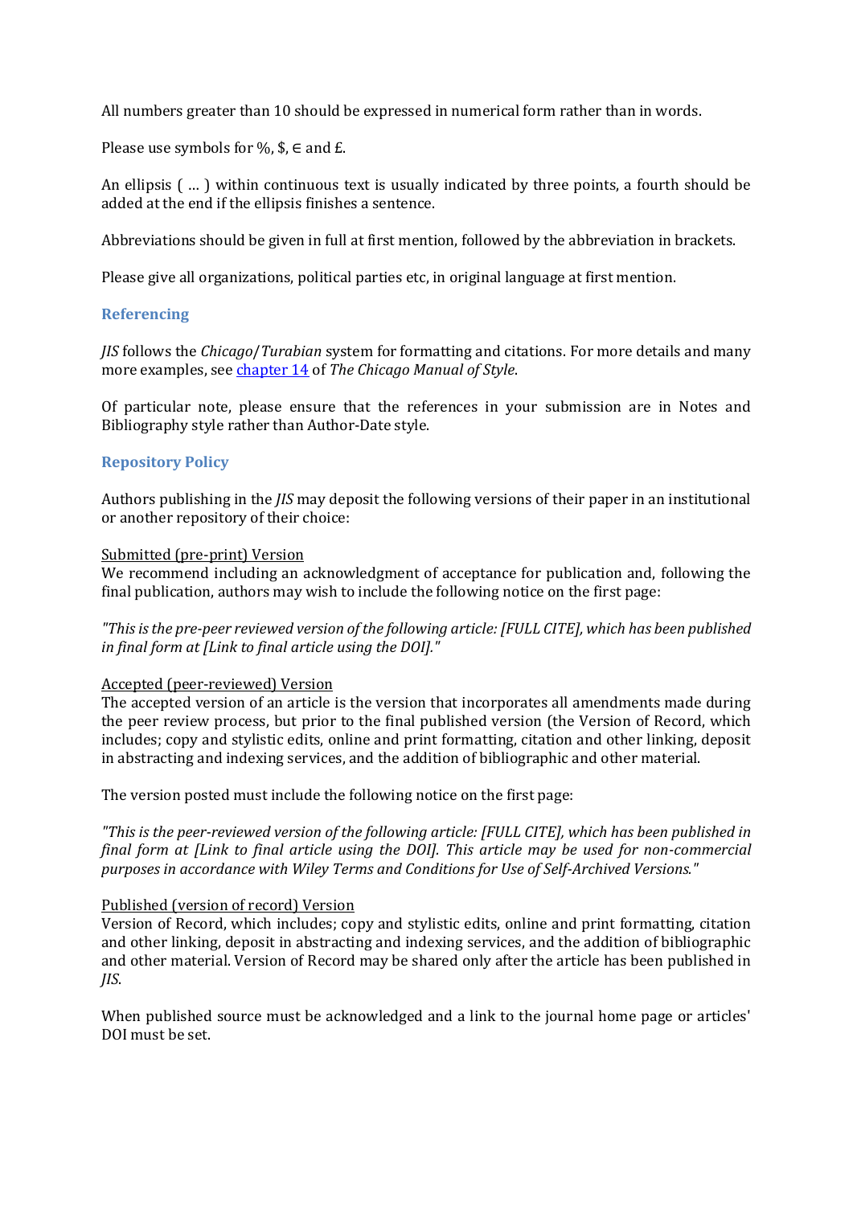All numbers greater than 10 should be expressed in numerical form rather than in words.

Please use symbols for %, $, ∈ and £.

An ellipsis ( … ) within continuous text is usually indicated by three points, a fourth should be added at the end if the ellipsis finishes a sentence.

Abbreviations should be given in full at first mention, followed by the abbreviation in brackets.

Please give all organizations, political parties etc, in original language at first mention.

## Referencing

*JIS* follows the *Chicago*/*Turabian* system for formatting and citations. For more details and many more examples, see chapter 14 of *The Chicago Manual of Style*.

Of particular note, please ensure that the references in your submission are in Notes and Bibliography style rather than Author-Date style.

## Repository Policy

Authors publishing in the *JIS* may deposit the following versions of their paper in an institutional or another repository of their choice:

Submitted (pre-print) Version
We recommend including an acknowledgment of acceptance for publication and, following the final publication, authors may wish to include the following notice on the first page:

*"This is the pre-peer reviewed version of the following article: [FULL CITE], which has been published in final form at [Link to final article using the DOI]."*

Accepted (peer-reviewed) Version
The accepted version of an article is the version that incorporates all amendments made during the peer review process, but prior to the final published version (the Version of Record, which includes; copy and stylistic edits, online and print formatting, citation and other linking, deposit in abstracting and indexing services, and the addition of bibliographic and other material.

The version posted must include the following notice on the first page:

*"This is the peer-reviewed version of the following article: [FULL CITE], which has been published in final form at [Link to final article using the DOI]. This article may be used for non-commercial purposes in accordance with Wiley Terms and Conditions for Use of Self-Archived Versions."*

Published (version of record) Version
Version of Record, which includes; copy and stylistic edits, online and print formatting, citation and other linking, deposit in abstracting and indexing services, and the addition of bibliographic and other material. Version of Record may be shared only after the article has been published in *JIS*.

When published source must be acknowledged and a link to the journal home page or articles' DOI must be set.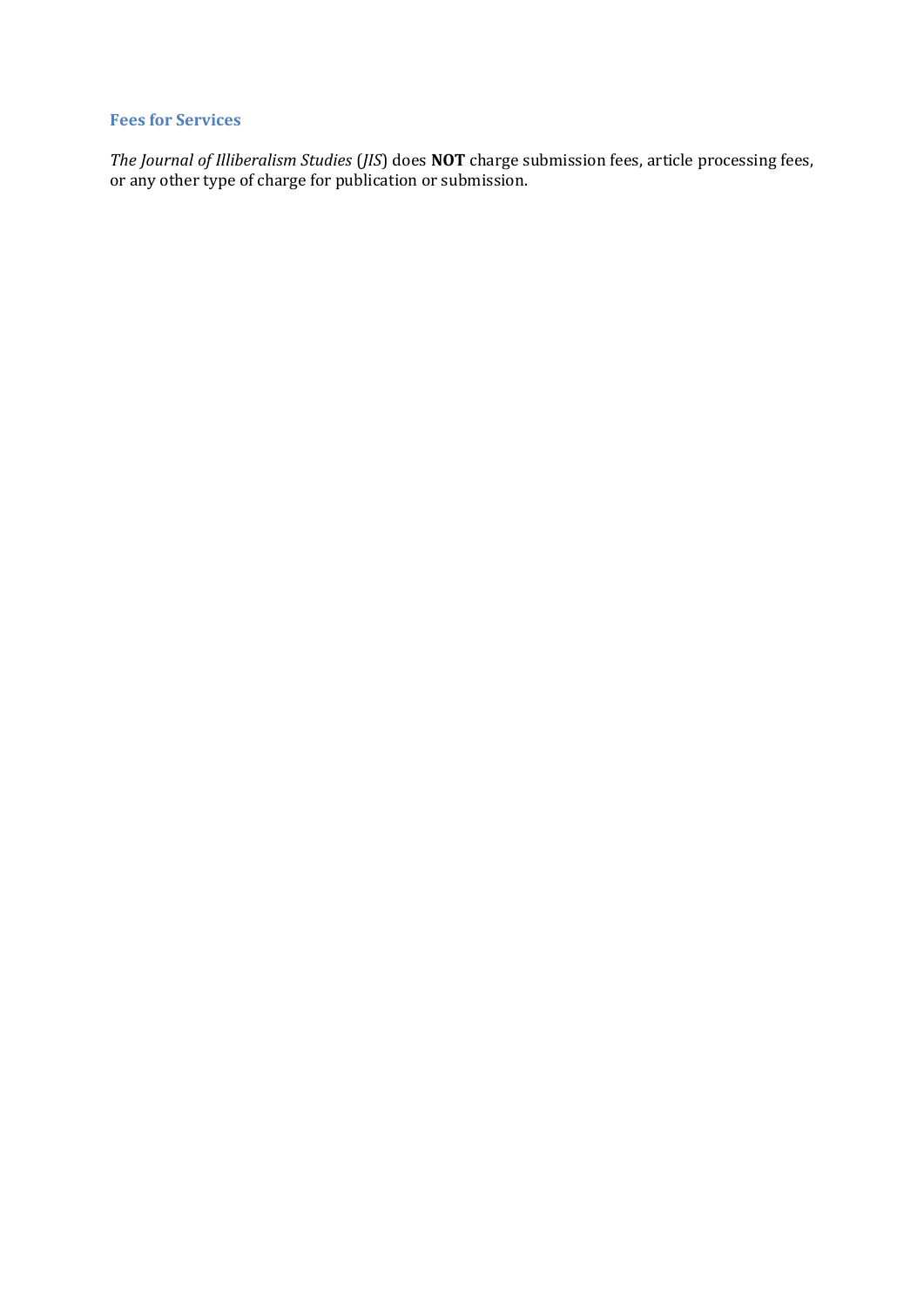## Fees for Services

*The Journal of Illiberalism Studies* (*JIS*) does **NOT** charge submission fees, article processing fees, or any other type of charge for publication or submission.